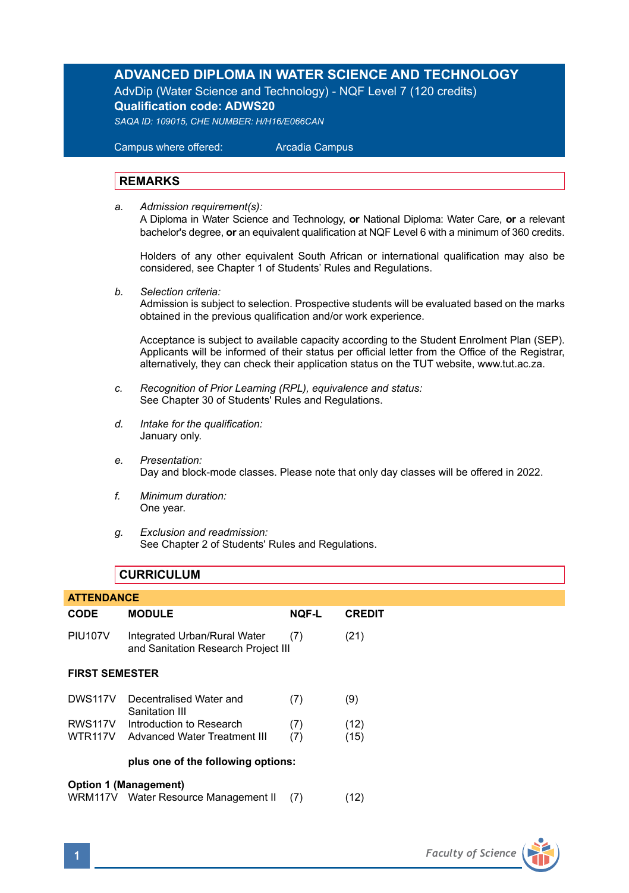# ADVANCED DIPLOMA IN WATER SCIENCE AND TECHNOLOGY

AdvDip (Water Science and Technology) - NQF Level 7 (120 credits)

**Qualification code: ADWS20**

*SAQA ID: 109015, CHE NUMBER: H/H16/E066CAN*

Campus where offered: Arcadia Campus

## REMARKS

a. *Admission requirement(s):*
   A Diploma in Water Science and Technology, **or** National Diploma: Water Care, **or** a relevant bachelor's degree, **or** an equivalent qualification at NQF Level 6 with a minimum of 360 credits.

   Holders of any other equivalent South African or international qualification may also be considered, see Chapter 1 of Students' Rules and Regulations.

b. *Selection criteria:*
   Admission is subject to selection. Prospective students will be evaluated based on the marks obtained in the previous qualification and/or work experience.

   Acceptance is subject to available capacity according to the Student Enrolment Plan (SEP). Applicants will be informed of their status per official letter from the Office of the Registrar, alternatively, they can check their application status on the TUT website, www.tut.ac.za.

c. *Recognition of Prior Learning (RPL), equivalence and status:*
   See Chapter 30 of Students' Rules and Regulations.

d. *Intake for the qualification:*
   January only.

e. *Presentation:*
   Day and block-mode classes. Please note that only day classes will be offered in 2022.

f. *Minimum duration:*
   One year.

g. *Exclusion and readmission:*
   See Chapter 2 of Students' Rules and Regulations.

## CURRICULUM

### ATTENDANCE

| CODE | MODULE | NQF-L | CREDIT |
|---|---|---|---|
| PIU107V | Integrated Urban/Rural Water and Sanitation Research Project III | (7) | (21) |

**FIRST SEMESTER**

| CODE | MODULE | NQF-L | CREDIT |
|---|---|---|---|
| DWS117V | Decentralised Water and Sanitation III | (7) | (9) |
| RWS117V | Introduction to Research | (7) | (12) |
| WTR117V | Advanced Water Treatment III | (7) | (15) |

**plus one of the following options:**

**Option 1 (Management)**

| CODE | MODULE | NQF-L | CREDIT |
|---|---|---|---|
| WRM117V | Water Resource Management II | (7) | (12) |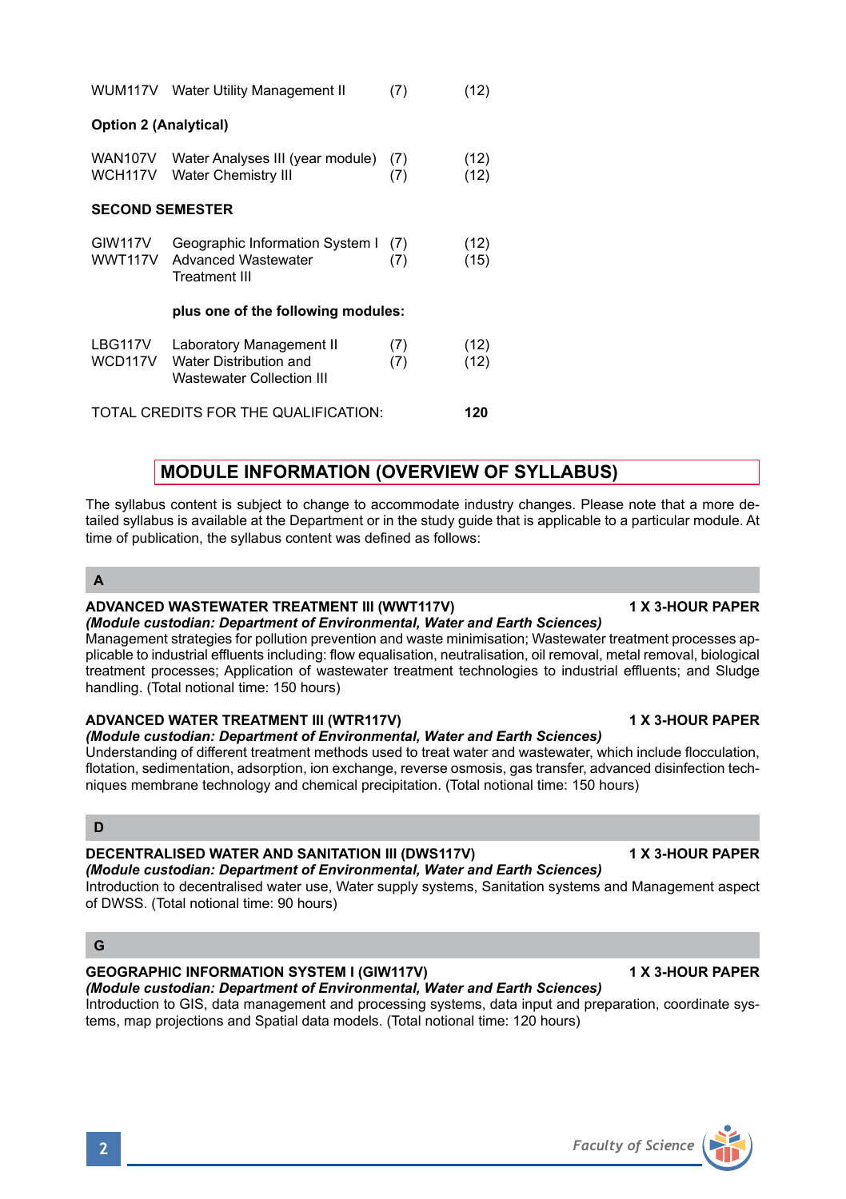| | | | |
|---|---|---|---|
| WUM117V | Water Utility Management II | (7) | (12) |

**Option 2 (Analytical)**

| | | | |
|---|---|---|---|
| WAN107V | Water Analyses III (year module) | (7) | (12) |
| WCH117V | Water Chemistry III | (7) | (12) |

**SECOND SEMESTER**

| | | | |
|---|---|---|---|
| GIW117V | Geographic Information System I | (7) | (12) |
| WWT117V | Advanced Wastewater Treatment III | (7) | (15) |

**plus one of the following modules:**

| | | | |
|---|---|---|---|
| LBG117V | Laboratory Management II | (7) | (12) |
| WCD117V | Water Distribution and Wastewater Collection III | (7) | (12) |

TOTAL CREDITS FOR THE QUALIFICATION: **120**

## MODULE INFORMATION (OVERVIEW OF SYLLABUS)

The syllabus content is subject to change to accommodate industry changes. Please note that a more detailed syllabus is available at the Department or in the study guide that is applicable to a particular module. At time of publication, the syllabus content was defined as follows:

### A

**ADVANCED WASTEWATER TREATMENT III (WWT117V)** **1 X 3-HOUR PAPER**
***(Module custodian: Department of Environmental, Water and Earth Sciences)***
Management strategies for pollution prevention and waste minimisation; Wastewater treatment processes applicable to industrial effluents including: flow equalisation, neutralisation, oil removal, metal removal, biological treatment processes; Application of wastewater treatment technologies to industrial effluents; and Sludge handling. (Total notional time: 150 hours)

**ADVANCED WATER TREATMENT III (WTR117V)** **1 X 3-HOUR PAPER**
***(Module custodian: Department of Environmental, Water and Earth Sciences)***
Understanding of different treatment methods used to treat water and wastewater, which include flocculation, flotation, sedimentation, adsorption, ion exchange, reverse osmosis, gas transfer, advanced disinfection techniques membrane technology and chemical precipitation. (Total notional time: 150 hours)

### D

**DECENTRALISED WATER AND SANITATION III (DWS117V)** **1 X 3-HOUR PAPER**
***(Module custodian: Department of Environmental, Water and Earth Sciences)***
Introduction to decentralised water use, Water supply systems, Sanitation systems and Management aspect of DWSS. (Total notional time: 90 hours)

### G

**GEOGRAPHIC INFORMATION SYSTEM I (GIW117V)** **1 X 3-HOUR PAPER**
***(Module custodian: Department of Environmental, Water and Earth Sciences)***
Introduction to GIS, data management and processing systems, data input and preparation, coordinate systems, map projections and Spatial data models. (Total notional time: 120 hours)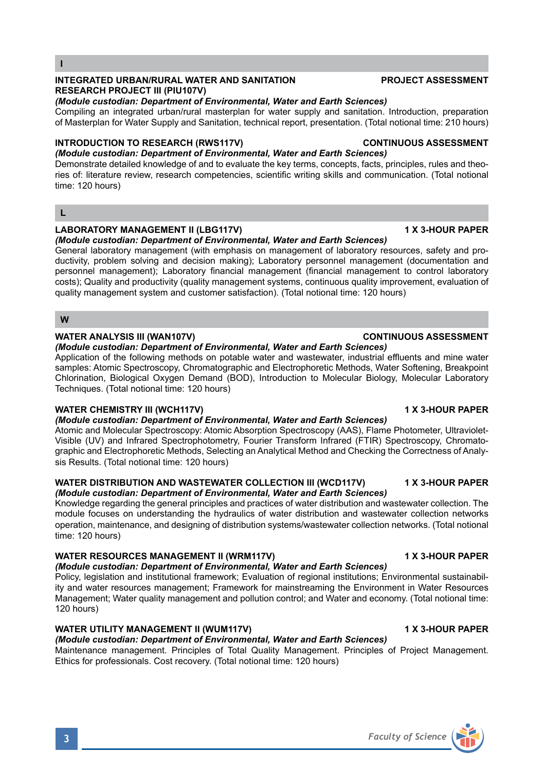## I

### INTEGRATED URBAN/RURAL WATER AND SANITATION RESEARCH PROJECT III (PIU107V) — PROJECT ASSESSMENT

*(Module custodian: Department of Environmental, Water and Earth Sciences)*

Compiling an integrated urban/rural masterplan for water supply and sanitation. Introduction, preparation of Masterplan for Water Supply and Sanitation, technical report, presentation. (Total notional time: 210 hours)

### INTRODUCTION TO RESEARCH (RWS117V) — CONTINUOUS ASSESSMENT

*(Module custodian: Department of Environmental, Water and Earth Sciences)*

Demonstrate detailed knowledge of and to evaluate the key terms, concepts, facts, principles, rules and theories of: literature review, research competencies, scientific writing skills and communication. (Total notional time: 120 hours)

## L

### LABORATORY MANAGEMENT II (LBG117V) — 1 X 3-HOUR PAPER

*(Module custodian: Department of Environmental, Water and Earth Sciences)*

General laboratory management (with emphasis on management of laboratory resources, safety and productivity, problem solving and decision making); Laboratory personnel management (documentation and personnel management); Laboratory financial management (financial management to control laboratory costs); Quality and productivity (quality management systems, continuous quality improvement, evaluation of quality management system and customer satisfaction). (Total notional time: 120 hours)

## W

### WATER ANALYSIS III (WAN107V) — CONTINUOUS ASSESSMENT

*(Module custodian: Department of Environmental, Water and Earth Sciences)*

Application of the following methods on potable water and wastewater, industrial effluents and mine water samples: Atomic Spectroscopy, Chromatographic and Electrophoretic Methods, Water Softening, Breakpoint Chlorination, Biological Oxygen Demand (BOD), Introduction to Molecular Biology, Molecular Laboratory Techniques. (Total notional time: 120 hours)

### WATER CHEMISTRY III (WCH117V) — 1 X 3-HOUR PAPER

*(Module custodian: Department of Environmental, Water and Earth Sciences)*

Atomic and Molecular Spectroscopy: Atomic Absorption Spectroscopy (AAS), Flame Photometer, Ultraviolet-Visible (UV) and Infrared Spectrophotometry, Fourier Transform Infrared (FTIR) Spectroscopy, Chromatographic and Electrophoretic Methods, Selecting an Analytical Method and Checking the Correctness of Analysis Results. (Total notional time: 120 hours)

### WATER DISTRIBUTION AND WASTEWATER COLLECTION III (WCD117V) — 1 X 3-HOUR PAPER

*(Module custodian: Department of Environmental, Water and Earth Sciences)*

Knowledge regarding the general principles and practices of water distribution and wastewater collection. The module focuses on understanding the hydraulics of water distribution and wastewater collection networks operation, maintenance, and designing of distribution systems/wastewater collection networks. (Total notional time: 120 hours)

### WATER RESOURCES MANAGEMENT II (WRM117V) — 1 X 3-HOUR PAPER

*(Module custodian: Department of Environmental, Water and Earth Sciences)*

Policy, legislation and institutional framework; Evaluation of regional institutions; Environmental sustainability and water resources management; Framework for mainstreaming the Environment in Water Resources Management; Water quality management and pollution control; and Water and economy. (Total notional time: 120 hours)

### WATER UTILITY MANAGEMENT II (WUM117V) — 1 X 3-HOUR PAPER

*(Module custodian: Department of Environmental, Water and Earth Sciences)*

Maintenance management. Principles of Total Quality Management. Principles of Project Management. Ethics for professionals. Cost recovery. (Total notional time: 120 hours)